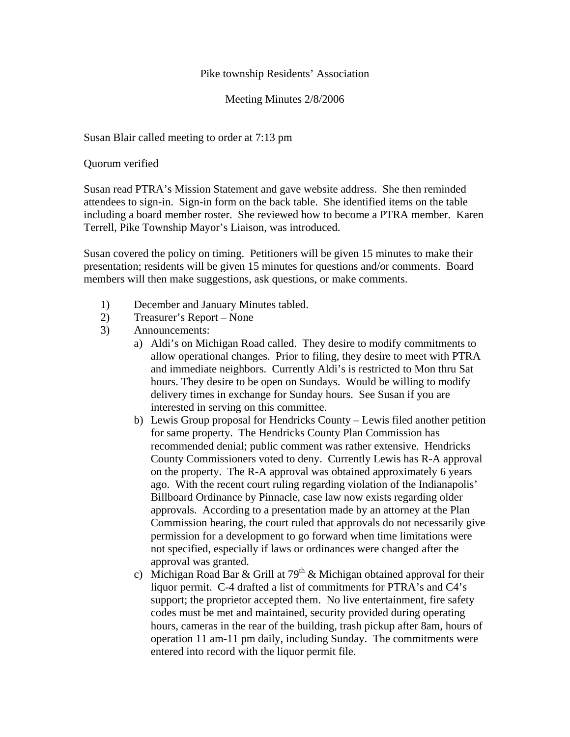Pike township Residents' Association

Meeting Minutes 2/8/2006

Susan Blair called meeting to order at 7:13 pm

Quorum verified

Susan read PTRA's Mission Statement and gave website address. She then reminded attendees to sign-in. Sign-in form on the back table. She identified items on the table including a board member roster. She reviewed how to become a PTRA member. Karen Terrell, Pike Township Mayor's Liaison, was introduced.

Susan covered the policy on timing. Petitioners will be given 15 minutes to make their presentation; residents will be given 15 minutes for questions and/or comments. Board members will then make suggestions, ask questions, or make comments.

1) December and January Minutes tabled.
2) Treasurer's Report – None
3) Announcements:
   a) Aldi's on Michigan Road called. They desire to modify commitments to allow operational changes. Prior to filing, they desire to meet with PTRA and immediate neighbors. Currently Aldi's is restricted to Mon thru Sat hours. They desire to be open on Sundays. Would be willing to modify delivery times in exchange for Sunday hours. See Susan if you are interested in serving on this committee.
   b) Lewis Group proposal for Hendricks County – Lewis filed another petition for same property. The Hendricks County Plan Commission has recommended denial; public comment was rather extensive. Hendricks County Commissioners voted to deny. Currently Lewis has R-A approval on the property. The R-A approval was obtained approximately 6 years ago. With the recent court ruling regarding violation of the Indianapolis' Billboard Ordinance by Pinnacle, case law now exists regarding older approvals. According to a presentation made by an attorney at the Plan Commission hearing, the court ruled that approvals do not necessarily give permission for a development to go forward when time limitations were not specified, especially if laws or ordinances were changed after the approval was granted.
   c) Michigan Road Bar & Grill at 79th & Michigan obtained approval for their liquor permit. C-4 drafted a list of commitments for PTRA's and C4's support; the proprietor accepted them. No live entertainment, fire safety codes must be met and maintained, security provided during operating hours, cameras in the rear of the building, trash pickup after 8am, hours of operation 11 am-11 pm daily, including Sunday. The commitments were entered into record with the liquor permit file.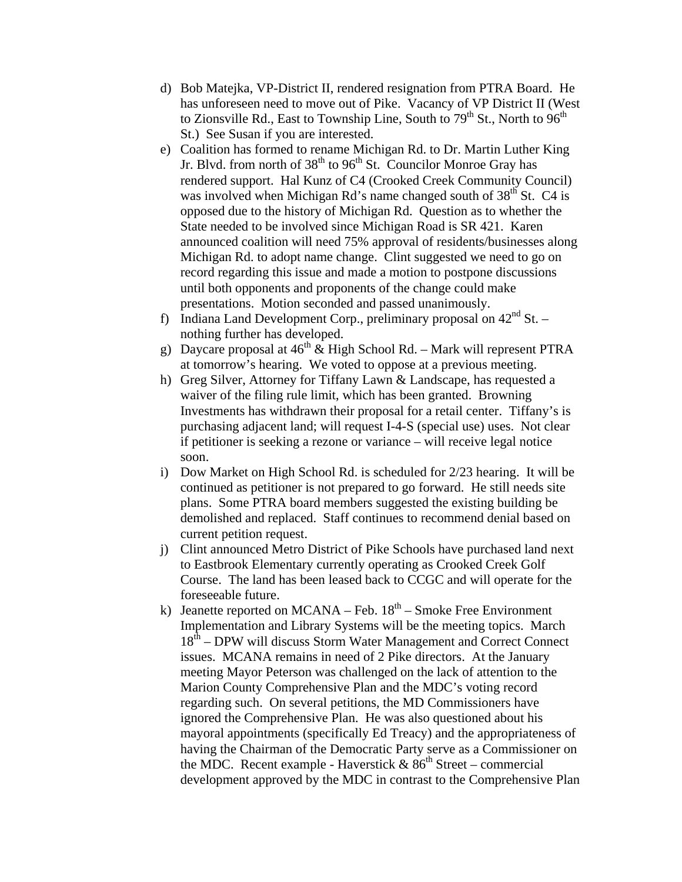d) Bob Matejka, VP-District II, rendered resignation from PTRA Board. He has unforeseen need to move out of Pike. Vacancy of VP District II (West to Zionsville Rd., East to Township Line, South to 79th St., North to 96th St.) See Susan if you are interested.

e) Coalition has formed to rename Michigan Rd. to Dr. Martin Luther King Jr. Blvd. from north of 38th to 96th St. Councilor Monroe Gray has rendered support. Hal Kunz of C4 (Crooked Creek Community Council) was involved when Michigan Rd's name changed south of 38th St. C4 is opposed due to the history of Michigan Rd. Question as to whether the State needed to be involved since Michigan Road is SR 421. Karen announced coalition will need 75% approval of residents/businesses along Michigan Rd. to adopt name change. Clint suggested we need to go on record regarding this issue and made a motion to postpone discussions until both opponents and proponents of the change could make presentations. Motion seconded and passed unanimously.

f) Indiana Land Development Corp., preliminary proposal on 42nd St. – nothing further has developed.

g) Daycare proposal at 46th & High School Rd. – Mark will represent PTRA at tomorrow's hearing. We voted to oppose at a previous meeting.

h) Greg Silver, Attorney for Tiffany Lawn & Landscape, has requested a waiver of the filing rule limit, which has been granted. Browning Investments has withdrawn their proposal for a retail center. Tiffany's is purchasing adjacent land; will request I-4-S (special use) uses. Not clear if petitioner is seeking a rezone or variance – will receive legal notice soon.

i) Dow Market on High School Rd. is scheduled for 2/23 hearing. It will be continued as petitioner is not prepared to go forward. He still needs site plans. Some PTRA board members suggested the existing building be demolished and replaced. Staff continues to recommend denial based on current petition request.

j) Clint announced Metro District of Pike Schools have purchased land next to Eastbrook Elementary currently operating as Crooked Creek Golf Course. The land has been leased back to CCGC and will operate for the foreseeable future.

k) Jeanette reported on MCANA – Feb. 18th – Smoke Free Environment Implementation and Library Systems will be the meeting topics. March 18th – DPW will discuss Storm Water Management and Correct Connect issues. MCANA remains in need of 2 Pike directors. At the January meeting Mayor Peterson was challenged on the lack of attention to the Marion County Comprehensive Plan and the MDC's voting record regarding such. On several petitions, the MD Commissioners have ignored the Comprehensive Plan. He was also questioned about his mayoral appointments (specifically Ed Treacy) and the appropriateness of having the Chairman of the Democratic Party serve as a Commissioner on the MDC. Recent example - Haverstick & 86th Street – commercial development approved by the MDC in contrast to the Comprehensive Plan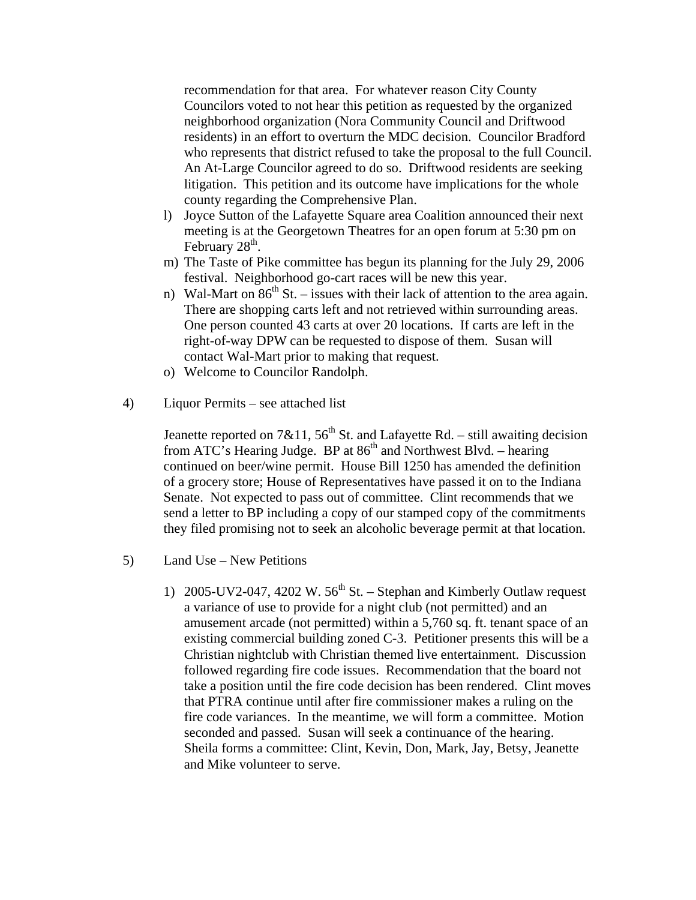recommendation for that area. For whatever reason City County Councilors voted to not hear this petition as requested by the organized neighborhood organization (Nora Community Council and Driftwood residents) in an effort to overturn the MDC decision. Councilor Bradford who represents that district refused to take the proposal to the full Council. An At-Large Councilor agreed to do so. Driftwood residents are seeking litigation. This petition and its outcome have implications for the whole county regarding the Comprehensive Plan.

l) Joyce Sutton of the Lafayette Square area Coalition announced their next meeting is at the Georgetown Theatres for an open forum at 5:30 pm on February 28th.
m) The Taste of Pike committee has begun its planning for the July 29, 2006 festival. Neighborhood go-cart races will be new this year.
n) Wal-Mart on 86th St. – issues with their lack of attention to the area again. There are shopping carts left and not retrieved within surrounding areas. One person counted 43 carts at over 20 locations. If carts are left in the right-of-way DPW can be requested to dispose of them. Susan will contact Wal-Mart prior to making that request.
o) Welcome to Councilor Randolph.

4) Liquor Permits – see attached list

Jeanette reported on 7&11, 56th St. and Lafayette Rd. – still awaiting decision from ATC's Hearing Judge. BP at 86th and Northwest Blvd. – hearing continued on beer/wine permit. House Bill 1250 has amended the definition of a grocery store; House of Representatives have passed it on to the Indiana Senate. Not expected to pass out of committee. Clint recommends that we send a letter to BP including a copy of our stamped copy of the commitments they filed promising not to seek an alcoholic beverage permit at that location.

5) Land Use – New Petitions

1) 2005-UV2-047, 4202 W. 56th St. – Stephan and Kimberly Outlaw request a variance of use to provide for a night club (not permitted) and an amusement arcade (not permitted) within a 5,760 sq. ft. tenant space of an existing commercial building zoned C-3. Petitioner presents this will be a Christian nightclub with Christian themed live entertainment. Discussion followed regarding fire code issues. Recommendation that the board not take a position until the fire code decision has been rendered. Clint moves that PTRA continue until after fire commissioner makes a ruling on the fire code variances. In the meantime, we will form a committee. Motion seconded and passed. Susan will seek a continuance of the hearing. Sheila forms a committee: Clint, Kevin, Don, Mark, Jay, Betsy, Jeanette and Mike volunteer to serve.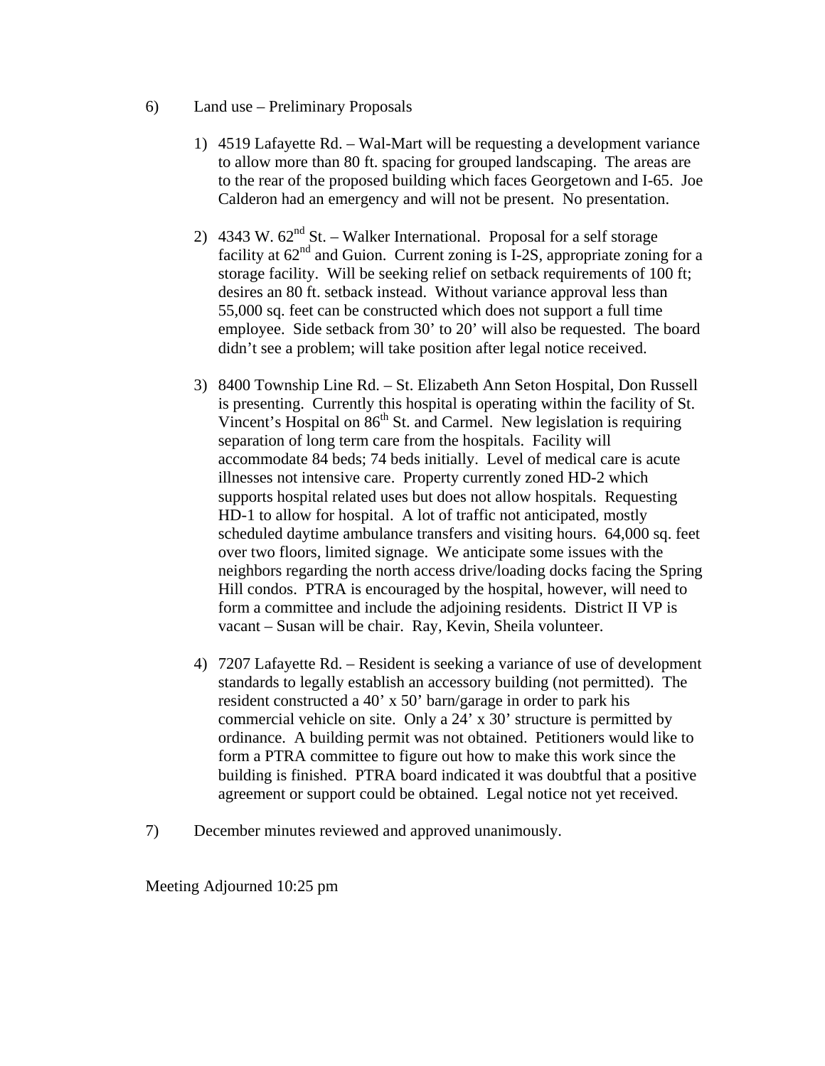6) Land use – Preliminary Proposals

   1) 4519 Lafayette Rd. – Wal-Mart will be requesting a development variance to allow more than 80 ft. spacing for grouped landscaping. The areas are to the rear of the proposed building which faces Georgetown and I-65. Joe Calderon had an emergency and will not be present. No presentation.

   2) 4343 W. 62nd St. – Walker International. Proposal for a self storage facility at 62nd and Guion. Current zoning is I-2S, appropriate zoning for a storage facility. Will be seeking relief on setback requirements of 100 ft; desires an 80 ft. setback instead. Without variance approval less than 55,000 sq. feet can be constructed which does not support a full time employee. Side setback from 30' to 20' will also be requested. The board didn't see a problem; will take position after legal notice received.

   3) 8400 Township Line Rd. – St. Elizabeth Ann Seton Hospital, Don Russell is presenting. Currently this hospital is operating within the facility of St. Vincent's Hospital on 86th St. and Carmel. New legislation is requiring separation of long term care from the hospitals. Facility will accommodate 84 beds; 74 beds initially. Level of medical care is acute illnesses not intensive care. Property currently zoned HD-2 which supports hospital related uses but does not allow hospitals. Requesting HD-1 to allow for hospital. A lot of traffic not anticipated, mostly scheduled daytime ambulance transfers and visiting hours. 64,000 sq. feet over two floors, limited signage. We anticipate some issues with the neighbors regarding the north access drive/loading docks facing the Spring Hill condos. PTRA is encouraged by the hospital, however, will need to form a committee and include the adjoining residents. District II VP is vacant – Susan will be chair. Ray, Kevin, Sheila volunteer.

   4) 7207 Lafayette Rd. – Resident is seeking a variance of use of development standards to legally establish an accessory building (not permitted). The resident constructed a 40' x 50' barn/garage in order to park his commercial vehicle on site. Only a 24' x 30' structure is permitted by ordinance. A building permit was not obtained. Petitioners would like to form a PTRA committee to figure out how to make this work since the building is finished. PTRA board indicated it was doubtful that a positive agreement or support could be obtained. Legal notice not yet received.

7) December minutes reviewed and approved unanimously.

Meeting Adjourned 10:25 pm